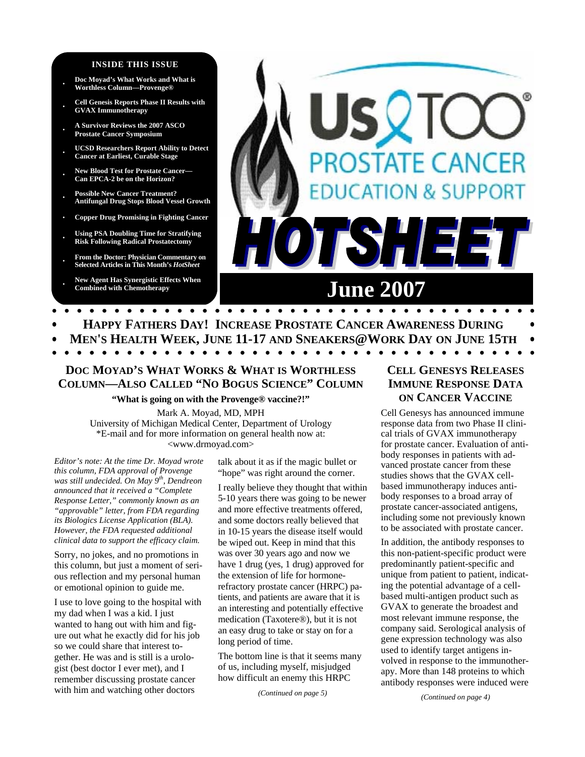# Us TOO® PROSTATE CANCER EDUCATION & SUPPORT

# HOTSHEET

## June 2007

**INSIDE THIS ISSUE**

- Doc Moyad's What Works and What is Worthless Column—Provenge®
- Cell Genesis Reports Phase II Results with GVAX Immunotherapy
- A Survivor Reviews the 2007 ASCO Prostate Cancer Symposium
- UCSD Researchers Report Ability to Detect Cancer at Earliest, Curable Stage
- New Blood Test for Prostate Cancer—Can EPCA-2 be on the Horizon?
- Possible New Cancer Treatment? Antifungal Drug Stops Blood Vessel Growth
- Copper Drug Promising in Fighting Cancer
- Using PSA Doubling Time for Stratifying Risk Following Radical Prostatectomy
- From the Doctor: Physician Commentary on Selected Articles in This Month's *HotSheet*
- New Agent Has Synergistic Effects When Combined with Chemotherapy

**HAPPY FATHERS DAY! INCREASE PROSTATE CANCER AWARENESS DURING MEN'S HEALTH WEEK, JUNE 11-17 AND SNEAKERS@WORK DAY ON JUNE 15TH**

## DOC MOYAD'S WHAT WORKS & WHAT IS WORTHLESS COLUMN—ALSO CALLED "NO BOGUS SCIENCE" COLUMN

**"What is going on with the Provenge® vaccine?!"**

Mark A. Moyad, MD, MPH
University of Michigan Medical Center, Department of Urology
*E-mail and for more information on general health now at: <www.drmoyad.com>

*Editor's note: At the time Dr. Moyad wrote this column, FDA approval of Provenge was still undecided. On May 9th, Dendreon announced that it received a "Complete Response Letter," commonly known as an "approvable" letter, from FDA regarding its Biologics License Application (BLA). However, the FDA requested additional clinical data to support the efficacy claim.*

Sorry, no jokes, and no promotions in this column, but just a moment of serious reflection and my personal human or emotional opinion to guide me.

I use to love going to the hospital with my dad when I was a kid. I just wanted to hang out with him and figure out what he exactly did for his job so we could share that interest together. He was and is still is a urologist (best doctor I ever met), and I remember discussing prostate cancer with him and watching other doctors talk about it as if the magic bullet or "hope" was right around the corner.

I really believe they thought that within 5-10 years there was going to be newer and more effective treatments offered, and some doctors really believed that in 10-15 years the disease itself would be wiped out. Keep in mind that this was over 30 years ago and now we have 1 drug (yes, 1 drug) approved for the extension of life for hormone-refractory prostate cancer (HRPC) patients, and patients are aware that it is an interesting and potentially effective medication (Taxotere®), but it is not an easy drug to take or stay on for a long period of time.

The bottom line is that it seems many of us, including myself, misjudged how difficult an enemy this HRPC

*(Continued on page 5)*

## CELL GENESYS RELEASES IMMUNE RESPONSE DATA ON CANCER VACCINE

Cell Genesys has announced immune response data from two Phase II clinical trials of GVAX immunotherapy for prostate cancer. Evaluation of antibody responses in patients with advanced prostate cancer from these studies shows that the GVAX cell-based immunotherapy induces antibody responses to a broad array of prostate cancer-associated antigens, including some not previously known to be associated with prostate cancer.

In addition, the antibody responses to this non-patient-specific product were predominantly patient-specific and unique from patient to patient, indicating the potential advantage of a cell-based multi-antigen product such as GVAX to generate the broadest and most relevant immune response, the company said. Serological analysis of gene expression technology was also used to identify target antigens involved in response to the immunotherapy. More than 148 proteins to which antibody responses were induced were

*(Continued on page 4)*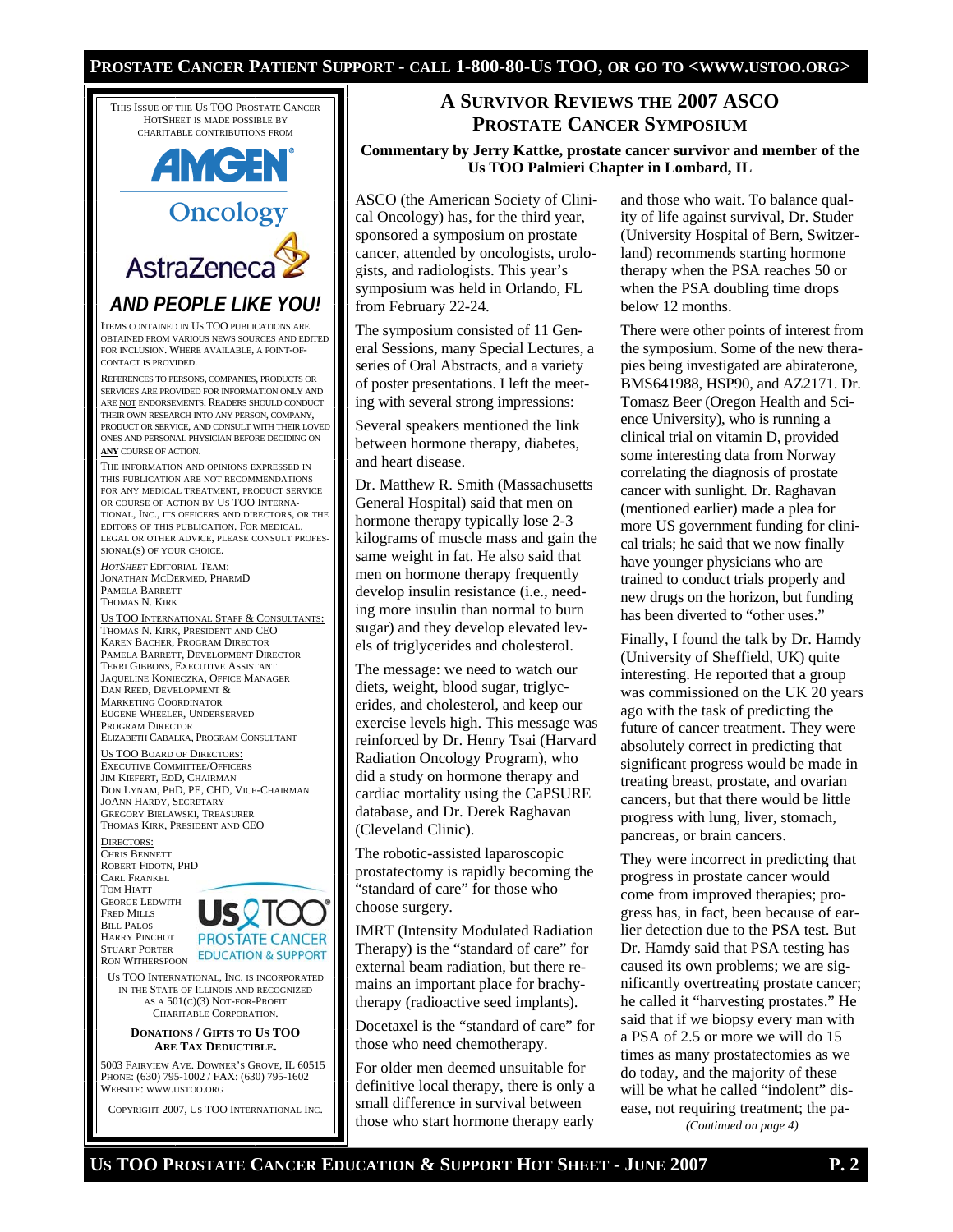THIS ISSUE OF THE US TOO PROSTATE CANCER HOTSHEET IS MADE POSSIBLE BY CHARITABLE CONTRIBUTIONS FROM

AMGEN Oncology

AstraZeneca

***AND PEOPLE LIKE YOU!***

ITEMS CONTAINED IN US TOO PUBLICATIONS ARE OBTAINED FROM VARIOUS NEWS SOURCES AND EDITED FOR INCLUSION. WHERE AVAILABLE, A POINT-OF-CONTACT IS PROVIDED.

REFERENCES TO PERSONS, COMPANIES, PRODUCTS OR SERVICES ARE PROVIDED FOR INFORMATION ONLY AND ARE NOT ENDORSEMENTS. READERS SHOULD CONDUCT THEIR OWN RESEARCH INTO ANY PERSON, COMPANY, PRODUCT OR SERVICE, AND CONSULT WITH THEIR LOVED ONES AND PERSONAL PHYSICIAN BEFORE DECIDING ON **ANY** COURSE OF ACTION.

THE INFORMATION AND OPINIONS EXPRESSED IN THIS PUBLICATION ARE NOT RECOMMENDATIONS FOR ANY MEDICAL TREATMENT, PRODUCT SERVICE OR COURSE OF ACTION BY US TOO INTERNATIONAL, INC., ITS OFFICERS AND DIRECTORS, OR THE EDITORS OF THIS PUBLICATION. FOR MEDICAL, LEGAL OR OTHER ADVICE, PLEASE CONSULT PROFESSIONAL(S) OF YOUR CHOICE.

*HOTSHEET* EDITORIAL TEAM:
JONATHAN MCDERMED, PHARMD
PAMELA BARRETT
THOMAS N. KIRK

US TOO INTERNATIONAL STAFF & CONSULTANTS:
THOMAS N. KIRK, PRESIDENT AND CEO
KAREN BACHER, PROGRAM DIRECTOR
PAMELA BARRETT, DEVELOPMENT DIRECTOR
TERRI GIBBONS, EXECUTIVE ASSISTANT
JAQUELINE KONIECZKA, OFFICE MANAGER
DAN REED, DEVELOPMENT & MARKETING COORDINATOR
EUGENE WHEELER, UNDERSERVED PROGRAM DIRECTOR
ELIZABETH CABALKA, PROGRAM CONSULTANT

US TOO BOARD OF DIRECTORS:
EXECUTIVE COMMITTEE/OFFICERS
JIM KIEFERT, EDD, CHAIRMAN
DON LYNAM, PHD, PE, CHD, VICE-CHAIRMAN
JOANN HARDY, SECRETARY
GREGORY BIELAWSKI, TREASURER
THOMAS KIRK, PRESIDENT AND CEO

DIRECTORS:
CHRIS BENNETT
ROBERT FIDOTN, PHD
CARL FRANKEL
TOM HIATT
GEORGE LEDWITH
FRED MILLS
BILL PALOS
HARRY PINCHOT
STUART PORTER
RON WITHERSPOON

Us TOO PROSTATE CANCER EDUCATION & SUPPORT

US TOO INTERNATIONAL, INC. IS INCORPORATED IN THE STATE OF ILLINOIS AND RECOGNIZED AS A 501(C)(3) NOT-FOR-PROFIT CHARITABLE CORPORATION.

**DONATIONS / GIFTS TO US TOO ARE TAX DEDUCTIBLE.**

5003 FAIRVIEW AVE. DOWNER'S GROVE, IL 60515
PHONE: (630) 795-1002 / FAX: (630) 795-1602
WEBSITE: WWW.USTOO.ORG

COPYRIGHT 2007, US TOO INTERNATIONAL INC.

## A SURVIVOR REVIEWS THE 2007 ASCO PROSTATE CANCER SYMPOSIUM

**Commentary by Jerry Kattke, prostate cancer survivor and member of the Us TOO Palmieri Chapter in Lombard, IL**

ASCO (the American Society of Clinical Oncology) has, for the third year, sponsored a symposium on prostate cancer, attended by oncologists, urologists, and radiologists. This year's symposium was held in Orlando, FL from February 22-24.

The symposium consisted of 11 General Sessions, many Special Lectures, a series of Oral Abstracts, and a variety of poster presentations. I left the meeting with several strong impressions:

Several speakers mentioned the link between hormone therapy, diabetes, and heart disease.

Dr. Matthew R. Smith (Massachusetts General Hospital) said that men on hormone therapy typically lose 2-3 kilograms of muscle mass and gain the same weight in fat. He also said that men on hormone therapy frequently develop insulin resistance (i.e., needing more insulin than normal to burn sugar) and they develop elevated levels of triglycerides and cholesterol.

The message: we need to watch our diets, weight, blood sugar, triglycerides, and cholesterol, and keep our exercise levels high. This message was reinforced by Dr. Henry Tsai (Harvard Radiation Oncology Program), who did a study on hormone therapy and cardiac mortality using the CaPSURE database, and Dr. Derek Raghavan (Cleveland Clinic).

The robotic-assisted laparoscopic prostatectomy is rapidly becoming the "standard of care" for those who choose surgery.

IMRT (Intensity Modulated Radiation Therapy) is the "standard of care" for external beam radiation, but there remains an important place for brachytherapy (radioactive seed implants).

Docetaxel is the "standard of care" for those who need chemotherapy.

For older men deemed unsuitable for definitive local therapy, there is only a small difference in survival between those who start hormone therapy early and those who wait. To balance quality of life against survival, Dr. Studer (University Hospital of Bern, Switzerland) recommends starting hormone therapy when the PSA reaches 50 or when the PSA doubling time drops below 12 months.

There were other points of interest from the symposium. Some of the new therapies being investigated are abiraterone, BMS641988, HSP90, and AZ2171. Dr. Tomasz Beer (Oregon Health and Science University), who is running a clinical trial on vitamin D, provided some interesting data from Norway correlating the diagnosis of prostate cancer with sunlight. Dr. Raghavan (mentioned earlier) made a plea for more US government funding for clinical trials; he said that we now finally have younger physicians who are trained to conduct trials properly and new drugs on the horizon, but funding has been diverted to "other uses."

Finally, I found the talk by Dr. Hamdy (University of Sheffield, UK) quite interesting. He reported that a group was commissioned on the UK 20 years ago with the task of predicting the future of cancer treatment. They were absolutely correct in predicting that significant progress would be made in treating breast, prostate, and ovarian cancers, but that there would be little progress with lung, liver, stomach, pancreas, or brain cancers.

They were incorrect in predicting that progress in prostate cancer would come from improved therapies; progress has, in fact, been because of earlier detection due to the PSA test. But Dr. Hamdy said that PSA testing has caused its own problems; we are significantly overtreating prostate cancer; he called it "harvesting prostates." He said that if we biopsy every man with a PSA of 2.5 or more we will do 15 times as many prostatectomies as we do today, and the majority of these will be what he called "indolent" disease, not requiring treatment; the pa-

*(Continued on page 4)*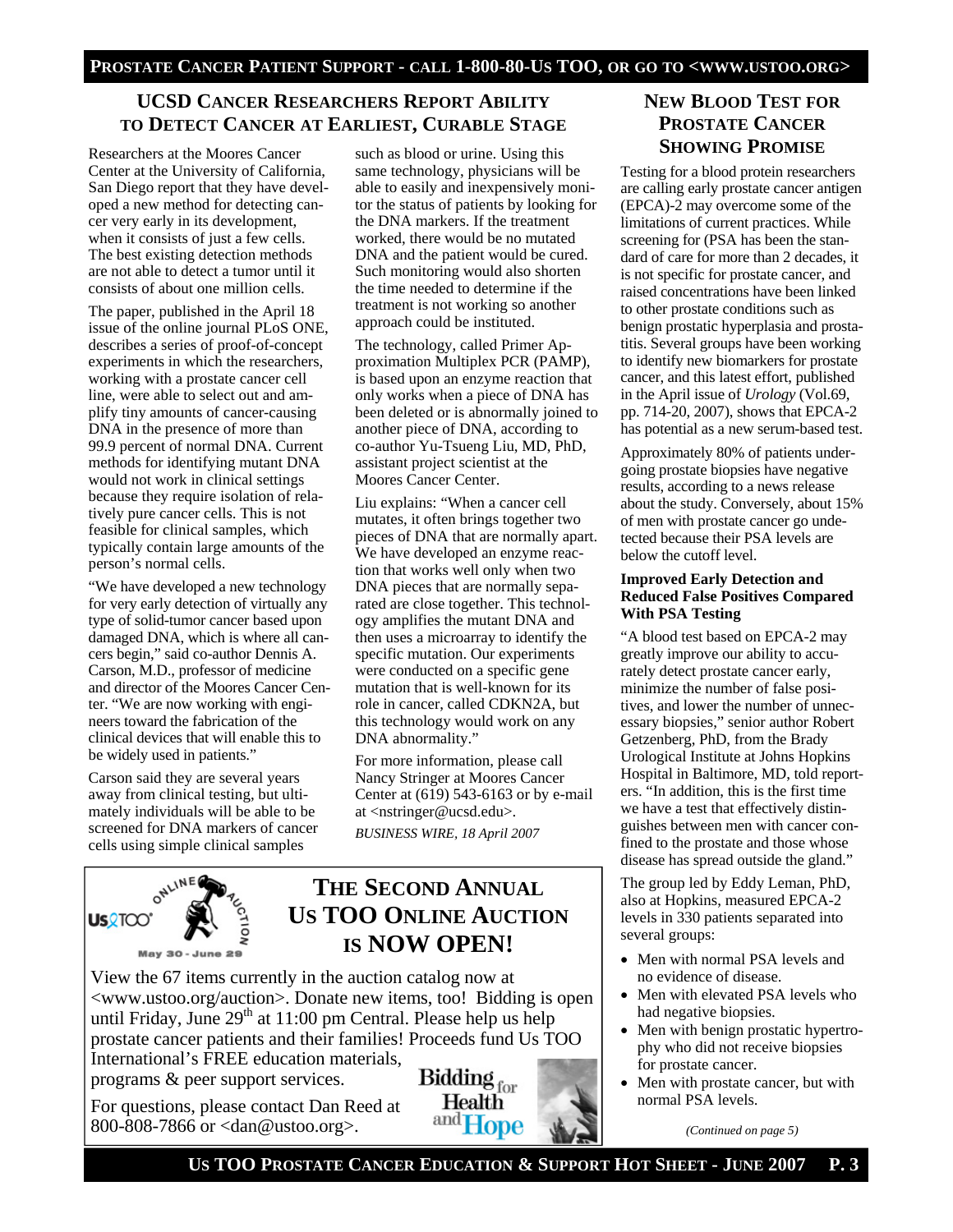## UCSD Cancer Researchers Report Ability to Detect Cancer at Earliest, Curable Stage

Researchers at the Moores Cancer Center at the University of California, San Diego report that they have developed a new method for detecting cancer very early in its development, when it consists of just a few cells. The best existing detection methods are not able to detect a tumor until it consists of about one million cells.

The paper, published in the April 18 issue of the online journal PLoS ONE, describes a series of proof-of-concept experiments in which the researchers, working with a prostate cancer cell line, were able to select out and amplify tiny amounts of cancer-causing DNA in the presence of more than 99.9 percent of normal DNA. Current methods for identifying mutant DNA would not work in clinical settings because they require isolation of relatively pure cancer cells. This is not feasible for clinical samples, which typically contain large amounts of the person's normal cells.

"We have developed a new technology for very early detection of virtually any type of solid-tumor cancer based upon damaged DNA, which is where all cancers begin," said co-author Dennis A. Carson, M.D., professor of medicine and director of the Moores Cancer Center. "We are now working with engineers toward the fabrication of the clinical devices that will enable this to be widely used in patients."

Carson said they are several years away from clinical testing, but ultimately individuals will be able to be screened for DNA markers of cancer cells using simple clinical samples such as blood or urine. Using this same technology, physicians will be able to easily and inexpensively monitor the status of patients by looking for the DNA markers. If the treatment worked, there would be no mutated DNA and the patient would be cured. Such monitoring would also shorten the time needed to determine if the treatment is not working so another approach could be instituted.

The technology, called Primer Approximation Multiplex PCR (PAMP), is based upon an enzyme reaction that only works when a piece of DNA has been deleted or is abnormally joined to another piece of DNA, according to co-author Yu-Tsueng Liu, MD, PhD, assistant project scientist at the Moores Cancer Center.

Liu explains: "When a cancer cell mutates, it often brings together two pieces of DNA that are normally apart. We have developed an enzyme reaction that works well only when two DNA pieces that are normally separated are close together. This technology amplifies the mutant DNA and then uses a microarray to identify the specific mutation. Our experiments were conducted on a specific gene mutation that is well-known for its role in cancer, called CDKN2A, but this technology would work on any DNA abnormality."

For more information, please call Nancy Stringer at Moores Cancer Center at (619) 543-6163 or by e-mail at <nstringer@ucsd.edu>.

*BUSINESS WIRE, 18 April 2007*

## The Second Annual Us TOO Online Auction is NOW OPEN!

Us TOO Online Auction — May 30 - June 29

View the 67 items currently in the auction catalog now at <www.ustoo.org/auction>. Donate new items, too! Bidding is open until Friday, June 29th at 11:00 pm Central. Please help us help prostate cancer patients and their families! Proceeds fund Us TOO International's FREE education materials, programs & peer support services.

For questions, please contact Dan Reed at 800-808-7866 or <dan@ustoo.org>.

Bidding for Health and Hope

## New Blood Test for Prostate Cancer Showing Promise

Testing for a blood protein researchers are calling early prostate cancer antigen (EPCA)-2 may overcome some of the limitations of current practices. While screening for (PSA has been the standard of care for more than 2 decades, it is not specific for prostate cancer, and raised concentrations have been linked to other prostate conditions such as benign prostatic hyperplasia and prostatitis. Several groups have been working to identify new biomarkers for prostate cancer, and this latest effort, published in the April issue of *Urology* (Vol.69, pp. 714-20, 2007), shows that EPCA-2 has potential as a new serum-based test.

Approximately 80% of patients undergoing prostate biopsies have negative results, according to a news release about the study. Conversely, about 15% of men with prostate cancer go undetected because their PSA levels are below the cutoff level.

**Improved Early Detection and Reduced False Positives Compared With PSA Testing**

"A blood test based on EPCA-2 may greatly improve our ability to accurately detect prostate cancer early, minimize the number of false positives, and lower the number of unnecessary biopsies," senior author Robert Getzenberg, PhD, from the Brady Urological Institute at Johns Hopkins Hospital in Baltimore, MD, told reporters. "In addition, this is the first time we have a test that effectively distinguishes between men with cancer confined to the prostate and those whose disease has spread outside the gland."

The group led by Eddy Leman, PhD, also at Hopkins, measured EPCA-2 levels in 330 patients separated into several groups:

- Men with normal PSA levels and no evidence of disease.
- Men with elevated PSA levels who had negative biopsies.
- Men with benign prostatic hypertrophy who did not receive biopsies for prostate cancer.
- Men with prostate cancer, but with normal PSA levels.

*(Continued on page 5)*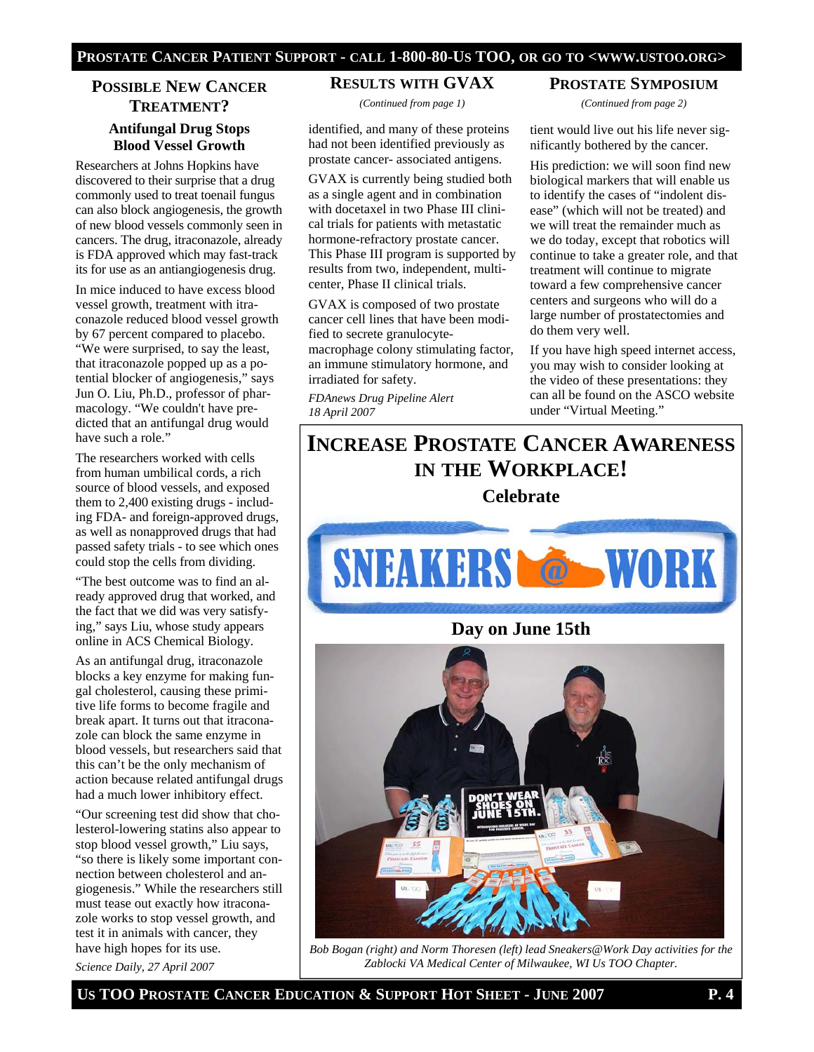## POSSIBLE NEW CANCER TREATMENT?

### Antifungal Drug Stops Blood Vessel Growth

Researchers at Johns Hopkins have discovered to their surprise that a drug commonly used to treat toenail fungus can also block angiogenesis, the growth of new blood vessels commonly seen in cancers. The drug, itraconazole, already is FDA approved which may fast-track its for use as an antiangiogenesis drug.

In mice induced to have excess blood vessel growth, treatment with itraconazole reduced blood vessel growth by 67 percent compared to placebo. "We were surprised, to say the least, that itraconazole popped up as a potential blocker of angiogenesis," says Jun O. Liu, Ph.D., professor of pharmacology. "We couldn't have predicted that an antifungal drug would have such a role."

The researchers worked with cells from human umbilical cords, a rich source of blood vessels, and exposed them to 2,400 existing drugs - including FDA- and foreign-approved drugs, as well as nonapproved drugs that had passed safety trials - to see which ones could stop the cells from dividing.

"The best outcome was to find an already approved drug that worked, and the fact that we did was very satisfying," says Liu, whose study appears online in ACS Chemical Biology.

As an antifungal drug, itraconazole blocks a key enzyme for making fungal cholesterol, causing these primitive life forms to become fragile and break apart. It turns out that itraconazole can block the same enzyme in blood vessels, but researchers said that this can't be the only mechanism of action because related antifungal drugs had a much lower inhibitory effect.

"Our screening test did show that cholesterol-lowering statins also appear to stop blood vessel growth," Liu says, "so there is likely some important connection between cholesterol and angiogenesis." While the researchers still must tease out exactly how itraconazole works to stop vessel growth, and test it in animals with cancer, they have high hopes for its use.

*Science Daily, 27 April 2007*

## RESULTS WITH GVAX

*(Continued from page 1)*

identified, and many of these proteins had not been identified previously as prostate cancer- associated antigens.

GVAX is currently being studied both as a single agent and in combination with docetaxel in two Phase III clinical trials for patients with metastatic hormone-refractory prostate cancer. This Phase III program is supported by results from two, independent, multi-center, Phase II clinical trials.

GVAX is composed of two prostate cancer cell lines that have been modified to secrete granulocyte-macrophage colony stimulating factor, an immune stimulatory hormone, and irradiated for safety.

*FDAnews Drug Pipeline Alert 18 April 2007*

## PROSTATE SYMPOSIUM

*(Continued from page 2)*

tient would live out his life never significantly bothered by the cancer.

His prediction: we will soon find new biological markers that will enable us to identify the cases of "indolent disease" (which will not be treated) and we will treat the remainder much as we do today, except that robotics will continue to take a greater role, and that treatment will continue to migrate toward a few comprehensive cancer centers and surgeons who will do a large number of prostatectomies and do them very well.

If you have high speed internet access, you may wish to consider looking at the video of these presentations: they can all be found on the ASCO website under "Virtual Meeting."

## INCREASE PROSTATE CANCER AWARENESS IN THE WORKPLACE!

**Celebrate**

**SNEAKERS @ WORK**

**Day on June 15th**

*Bob Bogan (right) and Norm Thoresen (left) lead Sneakers@Work Day activities for the Zablocki VA Medical Center of Milwaukee, WI Us TOO Chapter.*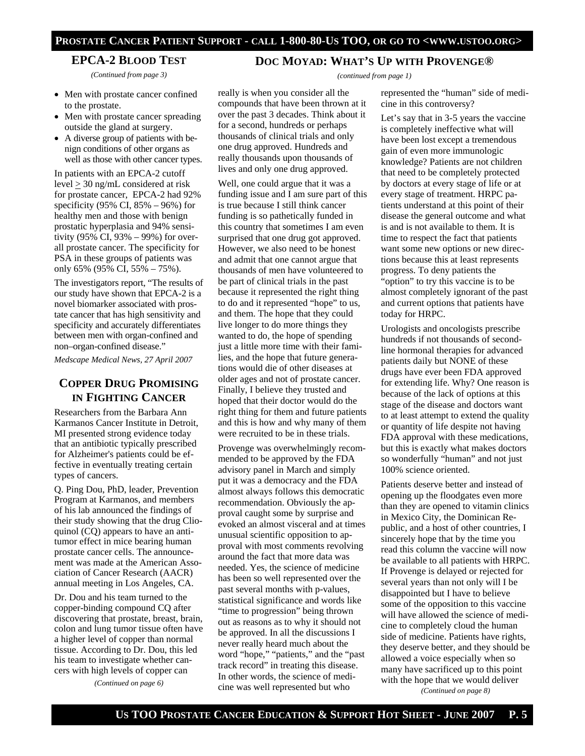## EPCA-2 Blood Test

*(Continued from page 3)*

- Men with prostate cancer confined to the prostate.
- Men with prostate cancer spreading outside the gland at surgery.
- A diverse group of patients with benign conditions of other organs as well as those with other cancer types.

In patients with an EPCA-2 cutoff level $\geq$ 30 ng/mL considered at risk for prostate cancer, EPCA-2 had 92% specificity (95% CI, 85% – 96%) for healthy men and those with benign prostatic hyperplasia and 94% sensitivity (95% CI, 93% – 99%) for overall prostate cancer. The specificity for PSA in these groups of patients was only 65% (95% CI, 55% – 75%).

The investigators report, "The results of our study have shown that EPCA-2 is a novel biomarker associated with prostate cancer that has high sensitivity and specificity and accurately differentiates between men with organ-confined and non–organ-confined disease."

*Medscape Medical News, 27 April 2007*

## Copper Drug Promising in Fighting Cancer

Researchers from the Barbara Ann Karmanos Cancer Institute in Detroit, MI presented strong evidence today that an antibiotic typically prescribed for Alzheimer's patients could be effective in eventually treating certain types of cancers.

Q. Ping Dou, PhD, leader, Prevention Program at Karmanos, and members of his lab announced the findings of their study showing that the drug Clioquinol (CQ) appears to have an antitumor effect in mice bearing human prostate cancer cells. The announcement was made at the American Association of Cancer Research (AACR) annual meeting in Los Angeles, CA.

Dr. Dou and his team turned to the copper-binding compound CQ after discovering that prostate, breast, brain, colon and lung tumor tissue often have a higher level of copper than normal tissue. According to Dr. Dou, this led his team to investigate whether cancers with high levels of copper can

*(Continued on page 6)*

## Doc Moyad: What's Up with Provenge®

*(continued from page 1)*

really is when you consider all the compounds that have been thrown at it over the past 3 decades. Think about it for a second, hundreds or perhaps thousands of clinical trials and only one drug approved. Hundreds and really thousands upon thousands of lives and only one drug approved.

Well, one could argue that it was a funding issue and I am sure part of this is true because I still think cancer funding is so pathetically funded in this country that sometimes I am even surprised that one drug got approved. However, we also need to be honest and admit that one cannot argue that thousands of men have volunteered to be part of clinical trials in the past because it represented the right thing to do and it represented "hope" to us, and them. The hope that they could live longer to do more things they wanted to do, the hope of spending just a little more time with their families, and the hope that future generations would die of other diseases at older ages and not of prostate cancer. Finally, I believe they trusted and hoped that their doctor would do the right thing for them and future patients and this is how and why many of them were recruited to be in these trials.

Provenge was overwhelmingly recommended to be approved by the FDA advisory panel in March and simply put it was a democracy and the FDA almost always follows this democratic recommendation. Obviously the approval caught some by surprise and evoked an almost visceral and at times unusual scientific opposition to approval with most comments revolving around the fact that more data was needed. Yes, the science of medicine has been so well represented over the past several months with p-values, statistical significance and words like "time to progression" being thrown out as reasons as to why it should not be approved. In all the discussions I never really heard much about the word "hope," "patients," and the "past track record" in treating this disease. In other words, the science of medicine was well represented but who represented the "human" side of medicine in this controversy?

Let's say that in 3-5 years the vaccine is completely ineffective what will have been lost except a tremendous gain of even more immunologic knowledge? Patients are not children that need to be completely protected by doctors at every stage of life or at every stage of treatment. HRPC patients understand at this point of their disease the general outcome and what is and is not available to them. It is time to respect the fact that patients want some new options or new directions because this at least represents progress. To deny patients the "option" to try this vaccine is to be almost completely ignorant of the past and current options that patients have today for HRPC.

Urologists and oncologists prescribe hundreds if not thousands of second-line hormonal therapies for advanced patients daily but NONE of these drugs have ever been FDA approved for extending life. Why? One reason is because of the lack of options at this stage of the disease and doctors want to at least attempt to extend the quality or quantity of life despite not having FDA approval with these medications, but this is exactly what makes doctors so wonderfully "human" and not just 100% science oriented.

Patients deserve better and instead of opening up the floodgates even more than they are opened to vitamin clinics in Mexico City, the Dominican Republic, and a host of other countries, I sincerely hope that by the time you read this column the vaccine will now be available to all patients with HRPC. If Provenge is delayed or rejected for several years than not only will I be disappointed but I have to believe some of the opposition to this vaccine will have allowed the science of medicine to completely cloud the human side of medicine. Patients have rights, they deserve better, and they should be allowed a voice especially when so many have sacrificed up to this point with the hope that we would deliver

*(Continued on page 8)*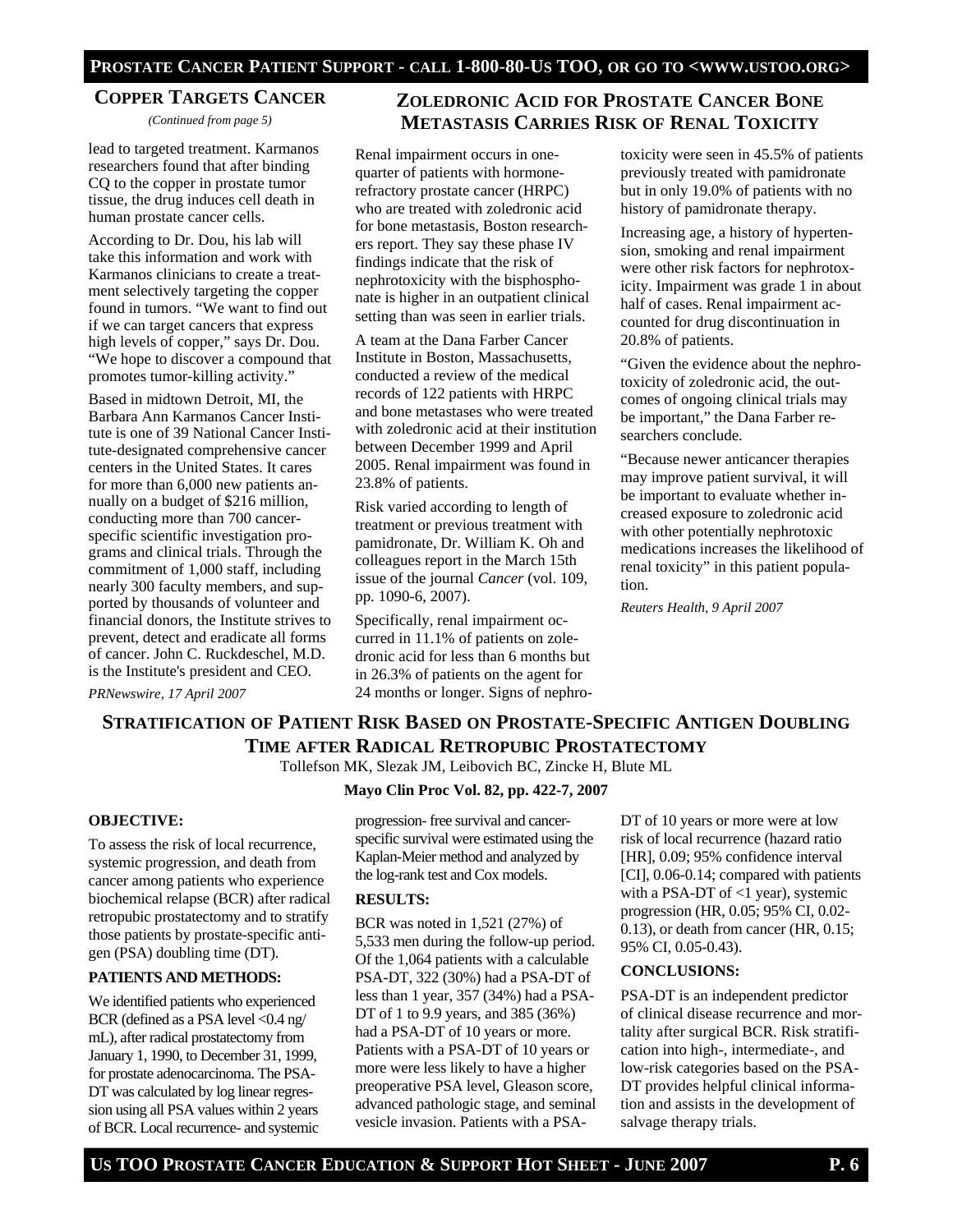## Copper Targets Cancer

*(Continued from page 5)*

lead to targeted treatment. Karmanos researchers found that after binding CQ to the copper in prostate tumor tissue, the drug induces cell death in human prostate cancer cells.

According to Dr. Dou, his lab will take this information and work with Karmanos clinicians to create a treatment selectively targeting the copper found in tumors. "We want to find out if we can target cancers that express high levels of copper," says Dr. Dou. "We hope to discover a compound that promotes tumor-killing activity."

Based in midtown Detroit, MI, the Barbara Ann Karmanos Cancer Institute is one of 39 National Cancer Institute-designated comprehensive cancer centers in the United States. It cares for more than 6,000 new patients annually on a budget of $216 million, conducting more than 700 cancer-specific scientific investigation programs and clinical trials. Through the commitment of 1,000 staff, including nearly 300 faculty members, and supported by thousands of volunteer and financial donors, the Institute strives to prevent, detect and eradicate all forms of cancer. John C. Ruckdeschel, M.D. is the Institute's president and CEO.

*PRNewswire, 17 April 2007*

## Zoledronic Acid for Prostate Cancer Bone Metastasis Carries Risk of Renal Toxicity

Renal impairment occurs in one-quarter of patients with hormone-refractory prostate cancer (HRPC) who are treated with zoledronic acid for bone metastasis, Boston researchers report. They say these phase IV findings indicate that the risk of nephrotoxicity with the bisphosphonate is higher in an outpatient clinical setting than was seen in earlier trials.

A team at the Dana Farber Cancer Institute in Boston, Massachusetts, conducted a review of the medical records of 122 patients with HRPC and bone metastases who were treated with zoledronic acid at their institution between December 1999 and April 2005. Renal impairment was found in 23.8% of patients.

Risk varied according to length of treatment or previous treatment with pamidronate, Dr. William K. Oh and colleagues report in the March 15th issue of the journal *Cancer* (vol. 109, pp. 1090-6, 2007).

Specifically, renal impairment occurred in 11.1% of patients on zoledronic acid for less than 6 months but in 26.3% of patients on the agent for 24 months or longer. Signs of nephrotoxicity were seen in 45.5% of patients previously treated with pamidronate but in only 19.0% of patients with no history of pamidronate therapy.

Increasing age, a history of hypertension, smoking and renal impairment were other risk factors for nephrotoxicity. Impairment was grade 1 in about half of cases. Renal impairment accounted for drug discontinuation in 20.8% of patients.

"Given the evidence about the nephrotoxicity of zoledronic acid, the outcomes of ongoing clinical trials may be important," the Dana Farber researchers conclude.

"Because newer anticancer therapies may improve patient survival, it will be important to evaluate whether increased exposure to zoledronic acid with other potentially nephrotoxic medications increases the likelihood of renal toxicity" in this patient population.

*Reuters Health, 9 April 2007*

## Stratification of Patient Risk Based on Prostate-Specific Antigen Doubling Time after Radical Retropubic Prostatectomy

Tollefson MK, Slezak JM, Leibovich BC, Zincke H, Blute ML

**Mayo Clin Proc Vol. 82, pp. 422-7, 2007**

**OBJECTIVE:**

To assess the risk of local recurrence, systemic progression, and death from cancer among patients who experience biochemical relapse (BCR) after radical retropubic prostatectomy and to stratify those patients by prostate-specific antigen (PSA) doubling time (DT).

**PATIENTS AND METHODS:**

We identified patients who experienced BCR (defined as a PSA level <0.4 ng/mL), after radical prostatectomy from January 1, 1990, to December 31, 1999, for prostate adenocarcinoma. The PSA-DT was calculated by log linear regression using all PSA values within 2 years of BCR. Local recurrence- and systemic progression- free survival and cancer-specific survival were estimated using the Kaplan-Meier method and analyzed by the log-rank test and Cox models.

**RESULTS:**

BCR was noted in 1,521 (27%) of 5,533 men during the follow-up period. Of the 1,064 patients with a calculable PSA-DT, 322 (30%) had a PSA-DT of less than 1 year, 357 (34%) had a PSA-DT of 1 to 9.9 years, and 385 (36%) had a PSA-DT of 10 years or more. Patients with a PSA-DT of 10 years or more were less likely to have a higher preoperative PSA level, Gleason score, advanced pathologic stage, and seminal vesicle invasion. Patients with a PSA-DT of 10 years or more were at low risk of local recurrence (hazard ratio [HR], 0.09; 95% confidence interval [CI], 0.06-0.14; compared with patients with a PSA-DT of <1 year), systemic progression (HR, 0.05; 95% CI, 0.02-0.13), or death from cancer (HR, 0.15; 95% CI, 0.05-0.43).

**CONCLUSIONS:**

PSA-DT is an independent predictor of clinical disease recurrence and mortality after surgical BCR. Risk stratification into high-, intermediate-, and low-risk categories based on the PSA-DT provides helpful clinical information and assists in the development of salvage therapy trials.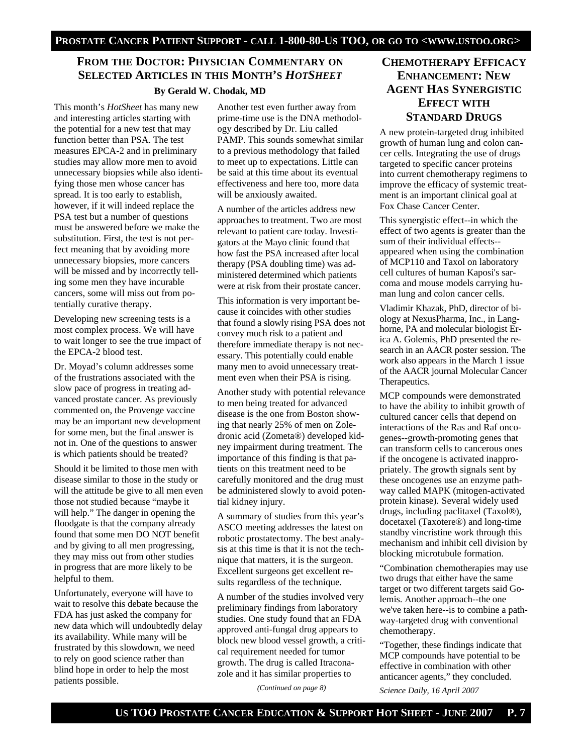## From the Doctor: Physician Commentary on Selected Articles in this Month's *HotSheet*

**By Gerald W. Chodak, MD**

This month's *HotSheet* has many new and interesting articles starting with the potential for a new test that may function better than PSA. The test measures EPCA-2 and in preliminary studies may allow more men to avoid unnecessary biopsies while also identifying those men whose cancer has spread. It is too early to establish, however, if it will indeed replace the PSA test but a number of questions must be answered before we make the substitution. First, the test is not perfect meaning that by avoiding more unnecessary biopsies, more cancers will be missed and by incorrectly telling some men they have incurable cancers, some will miss out from potentially curative therapy.

Developing new screening tests is a most complex process. We will have to wait longer to see the true impact of the EPCA-2 blood test.

Dr. Moyad's column addresses some of the frustrations associated with the slow pace of progress in treating advanced prostate cancer. As previously commented on, the Provenge vaccine may be an important new development for some men, but the final answer is not in. One of the questions to answer is which patients should be treated?

Should it be limited to those men with disease similar to those in the study or will the attitude be give to all men even those not studied because "maybe it will help." The danger in opening the floodgate is that the company already found that some men DO NOT benefit and by giving to all men progressing, they may miss out from other studies in progress that are more likely to be helpful to them.

Unfortunately, everyone will have to wait to resolve this debate because the FDA has just asked the company for new data which will undoubtedly delay its availability. While many will be frustrated by this slowdown, we need to rely on good science rather than blind hope in order to help the most patients possible.

Another test even further away from prime-time use is the DNA methodology described by Dr. Liu called PAMP. This sounds somewhat similar to a previous methodology that failed to meet up to expectations. Little can be said at this time about its eventual effectiveness and here too, more data will be anxiously awaited.

A number of the articles address new approaches to treatment. Two are most relevant to patient care today. Investigators at the Mayo clinic found that how fast the PSA increased after local therapy (PSA doubling time) was administered determined which patients were at risk from their prostate cancer.

This information is very important because it coincides with other studies that found a slowly rising PSA does not convey much risk to a patient and therefore immediate therapy is not necessary. This potentially could enable many men to avoid unnecessary treatment even when their PSA is rising.

Another study with potential relevance to men being treated for advanced disease is the one from Boston showing that nearly 25% of men on Zoledronic acid (Zometa®) developed kidney impairment during treatment. The importance of this finding is that patients on this treatment need to be carefully monitored and the drug must be administered slowly to avoid potential kidney injury.

A summary of studies from this year's ASCO meeting addresses the latest on robotic prostatectomy. The best analysis at this time is that it is not the technique that matters, it is the surgeon. Excellent surgeons get excellent results regardless of the technique.

A number of the studies involved very preliminary findings from laboratory studies. One study found that an FDA approved anti-fungal drug appears to block new blood vessel growth, a critical requirement needed for tumor growth. The drug is called Itraconazole and it has similar properties to

*(Continued on page 8)*

## Chemotherapy Efficacy Enhancement: New Agent Has Synergistic Effect with Standard Drugs

A new protein-targeted drug inhibited growth of human lung and colon cancer cells. Integrating the use of drugs targeted to specific cancer proteins into current chemotherapy regimens to improve the efficacy of systemic treatment is an important clinical goal at Fox Chase Cancer Center.

This synergistic effect--in which the effect of two agents is greater than the sum of their individual effects--appeared when using the combination of MCP110 and Taxol on laboratory cell cultures of human Kaposi's sarcoma and mouse models carrying human lung and colon cancer cells.

Vladimir Khazak, PhD, director of biology at NexusPharma, Inc., in Langhorne, PA and molecular biologist Erica A. Golemis, PhD presented the research in an AACR poster session. The work also appears in the March 1 issue of the AACR journal Molecular Cancer Therapeutics.

MCP compounds were demonstrated to have the ability to inhibit growth of cultured cancer cells that depend on interactions of the Ras and Raf oncogenes--growth-promoting genes that can transform cells to cancerous ones if the oncogene is activated inappropriately. The growth signals sent by these oncogenes use an enzyme pathway called MAPK (mitogen-activated protein kinase). Several widely used drugs, including paclitaxel (Taxol®), docetaxel (Taxotere®) and long-time standby vincristine work through this mechanism and inhibit cell division by blocking microtubule formation.

"Combination chemotherapies may use two drugs that either have the same target or two different targets said Golemis. Another approach--the one we've taken here--is to combine a pathway-targeted drug with conventional chemotherapy.

"Together, these findings indicate that MCP compounds have potential to be effective in combination with other anticancer agents," they concluded.

*Science Daily, 16 April 2007*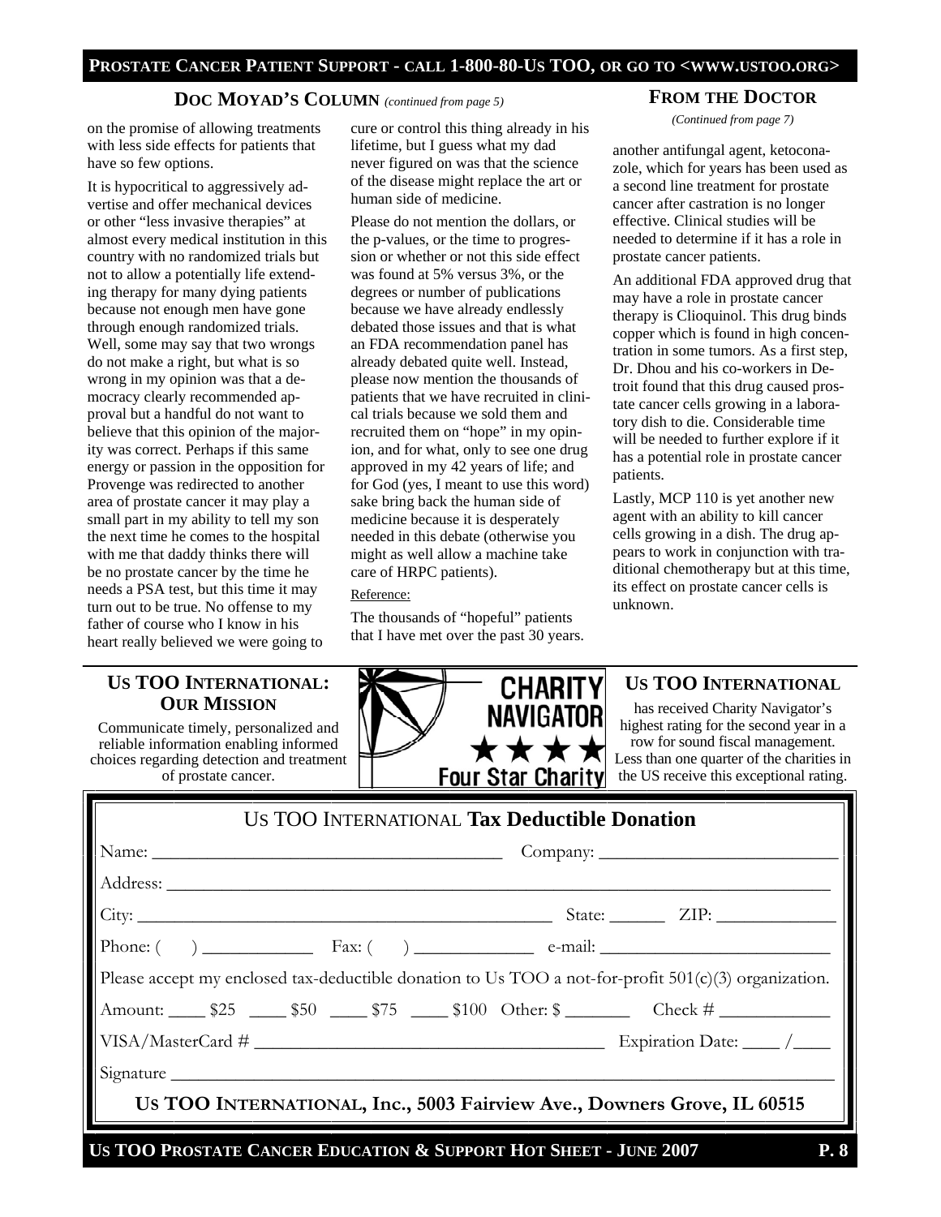## DOC MOYAD'S COLUMN *(continued from page 5)*

on the promise of allowing treatments with less side effects for patients that have so few options.

It is hypocritical to aggressively advertise and offer mechanical devices or other "less invasive therapies" at almost every medical institution in this country with no randomized trials but not to allow a potentially life extending therapy for many dying patients because not enough men have gone through enough randomized trials. Well, some may say that two wrongs do not make a right, but what is so wrong in my opinion was that a democracy clearly recommended approval but a handful do not want to believe that this opinion of the majority was correct. Perhaps if this same energy or passion in the opposition for Provenge was redirected to another area of prostate cancer it may play a small part in my ability to tell my son the next time he comes to the hospital with me that daddy thinks there will be no prostate cancer by the time he needs a PSA test, but this time it may turn out to be true. No offense to my father of course who I know in his heart really believed we were going to cure or control this thing already in his lifetime, but I guess what my dad never figured on was that the science of the disease might replace the art or human side of medicine.

Please do not mention the dollars, or the p-values, or the time to progression or whether or not this side effect was found at 5% versus 3%, or the degrees or number of publications because we have already endlessly debated those issues and that is what an FDA recommendation panel has already debated quite well. Instead, please now mention the thousands of patients that we have recruited in clinical trials because we sold them and recruited them on "hope" in my opinion, and for what, only to see one drug approved in my 42 years of life; and for God (yes, I meant to use this word) sake bring back the human side of medicine because it is desperately needed in this debate (otherwise you might as well allow a machine take care of HRPC patients).

Reference:

The thousands of "hopeful" patients that I have met over the past 30 years.

## FROM THE DOCTOR

*(Continued from page 7)*

another antifungal agent, ketoconazole, which for years has been used as a second line treatment for prostate cancer after castration is no longer effective. Clinical studies will be needed to determine if it has a role in prostate cancer patients.

An additional FDA approved drug that may have a role in prostate cancer therapy is Clioquinol. This drug binds copper which is found in high concentration in some tumors. As a first step, Dr. Dhou and his co-workers in Detroit found that this drug caused prostate cancer cells growing in a laboratory dish to die. Considerable time will be needed to further explore if it has a potential role in prostate cancer patients.

Lastly, MCP 110 is yet another new agent with an ability to kill cancer cells growing in a dish. The drug appears to work in conjunction with traditional chemotherapy but at this time, its effect on prostate cancer cells is unknown.

## US TOO INTERNATIONAL: OUR MISSION

Communicate timely, personalized and reliable information enabling informed choices regarding detection and treatment of prostate cancer.

CHARITY NAVIGATOR ★★★★ Four Star Charity

## US TOO INTERNATIONAL

has received Charity Navigator's highest rating for the second year in a row for sound fiscal management. Less than one quarter of the charities in the US receive this exceptional rating.

## US TOO INTERNATIONAL **Tax Deductible Donation**

Name: ______________________ Company: ______________________

Address: ______________________________________________

City: ______________________ State: ______ ZIP: ____________

Phone: ( ) ____________ Fax: ( ) ____________ e-mail: ______________________

Please accept my enclosed tax-deductible donation to Us TOO a not-for-profit 501(c)(3) organization.

Amount: ____ $25 ____ $50 ____ $75 ____ $100 Other: $ _______ Check # ___________

VISA/MasterCard # ______________________________ Expiration Date: ____ /____

Signature ______________________________________________

**US TOO INTERNATIONAL, Inc., 5003 Fairview Ave., Downers Grove, IL 60515**